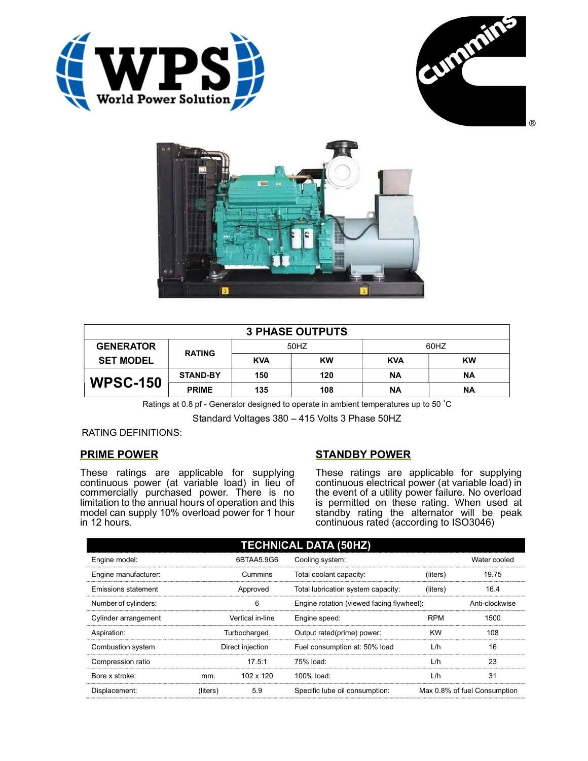| 3 PHASE OUTPUTS | | | | | |
|---|---|---|---|---|---|
| **GENERATOR SET MODEL** | **RATING** | 50HZ | | 60HZ | |
| | | **KVA** | **KW** | **KVA** | **KW** |
| **WPSC-150** | **STAND-BY** | **150** | **120** | **NA** | **NA** |
| | **PRIME** | **135** | **108** | **NA** | **NA** |

Ratings at 0.8 pf - Generator designed to operate in ambient temperatures up to 50 ˚C

Standard Voltages 380 – 415 Volts 3 Phase 50HZ

RATING DEFINITIONS:

## PRIME POWER

These ratings are applicable for supplying continuous power (at variable load) in lieu of commercially purchased power. There is no limitation to the annual hours of operation and this model can supply 10% overload power for 1 hour in 12 hours.

## STANDBY POWER

These ratings are applicable for supplying continuous electrical power (at variable load) in the event of a utility power failure. No overload is permitted on these rating. When used at standby rating the alternator will be peak continuous rated (according to ISO3046)

| TECHNICAL DATA (50HZ) | | | | | |
|---|---|---|---|---|---|
| Engine model: | | 6BTAA5.9G6 | Cooling system: | | Water cooled |
| Engine manufacturer: | | Cummins | Total coolant capacity: | (liters) | 19.75 |
| Emissions statement | | Approved | Total lubrication system capacity: | (liters) | 16.4 |
| Number of cylinders: | | 6 | Engine rotation (viewed facing flywheel): | | Anti-clockwise |
| Cylinder arrangement | | Vertical in-line | Engine speed: | RPM | 1500 |
| Aspiration: | | Turbocharged | Output rated(prime) power: | KW | 108 |
| Combustion system | | Direct injection | Fuel consumption at: 50% load | L/h | 16 |
| Compression ratio | | 17.5:1 | 75% load: | L/h | 23 |
| Bore x stroke: | mm. | 102 x 120 | 100% load: | L/h | 31 |
| Displacement: | (liters) | 5.9 | Specific lube oil consumption: | | Max 0.8% of fuel Consumption |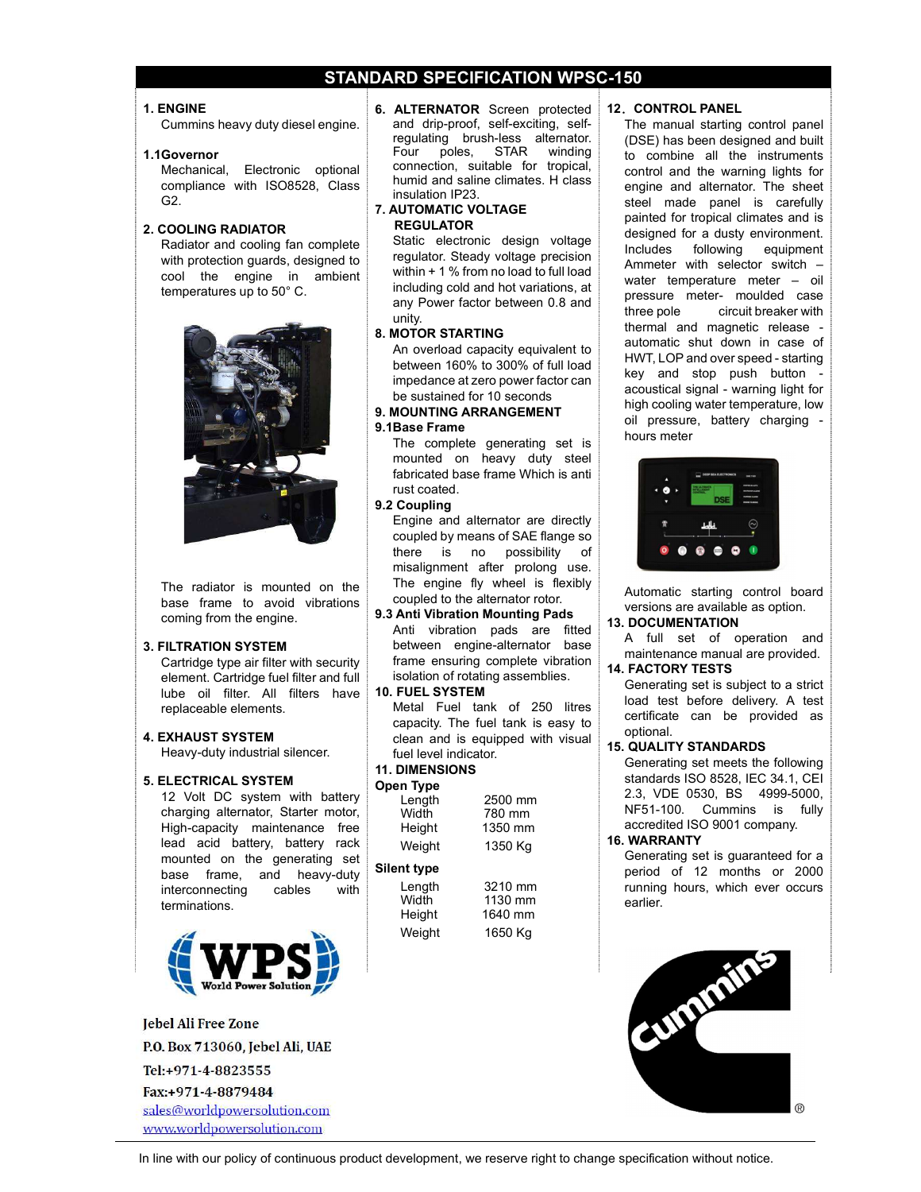# STANDARD SPECIFICATION WPSC-150

### 1. ENGINE

Cummins heavy duty diesel engine.

### 1.1Governor

Mechanical, Electronic optional compliance with ISO8528, Class G2.

### 2. COOLING RADIATOR

Radiator and cooling fan complete with protection guards, designed to cool the engine in ambient temperatures up to 50° C.

The radiator is mounted on the base frame to avoid vibrations coming from the engine.

### 3. FILTRATION SYSTEM

Cartridge type air filter with security element. Cartridge fuel filter and full lube oil filter. All filters have replaceable elements.

### 4. EXHAUST SYSTEM

Heavy-duty industrial silencer.

### 5. ELECTRICAL SYSTEM

12 Volt DC system with battery charging alternator, Starter motor, High-capacity maintenance free lead acid battery, battery rack mounted on the generating set base frame, and heavy-duty interconnecting cables with terminations.

Jebel Ali Free Zone
P.O. Box 713060, Jebel Ali, UAE
Tel:+971-4-8823555
Fax:+971-4-8879484
sales@worldpowersolution.com
www.worldpowersolution.com

### 6. ALTERNATOR

Screen protected and drip-proof, self-exciting, self-regulating brush-less alternator. Four poles, STAR winding connection, suitable for tropical, humid and saline climates. H class insulation IP23.

### 7. AUTOMATIC VOLTAGE REGULATOR

Static electronic design voltage regulator. Steady voltage precision within + 1 % from no load to full load including cold and hot variations, at any Power factor between 0.8 and unity.

### 8. MOTOR STARTING

An overload capacity equivalent to between 160% to 300% of full load impedance at zero power factor can be sustained for 10 seconds

### 9. MOUNTING ARRANGEMENT

### 9.1Base Frame

The complete generating set is mounted on heavy duty steel fabricated base frame Which is anti rust coated.

### 9.2 Coupling

Engine and alternator are directly coupled by means of SAE flange so there is no possibility of misalignment after prolong use. The engine fly wheel is flexibly coupled to the alternator rotor.

### 9.3 Anti Vibration Mounting Pads

Anti vibration pads are fitted between engine-alternator base frame ensuring complete vibration isolation of rotating assemblies.

### 10. FUEL SYSTEM

Metal Fuel tank of 250 litres capacity. The fuel tank is easy to clean and is equipped with visual fuel level indicator.

### 11. DIMENSIONS

**Open Type**

| | |
|---|---|
| Length | 2500 mm |
| Width | 780 mm |
| Height | 1350 mm |
| Weight | 1350 Kg |

**Silent type**

| | |
|---|---|
| Length | 3210 mm |
| Width | 1130 mm |
| Height | 1640 mm |
| Weight | 1650 Kg |

### 12. CONTROL PANEL

The manual starting control panel (DSE) has been designed and built to combine all the instruments control and the warning lights for engine and alternator. The sheet steel made panel is carefully painted for tropical climates and is designed for a dusty environment. Includes following equipment Ammeter with selector switch – water temperature meter – oil pressure meter- moulded case three pole circuit breaker with thermal and magnetic release - automatic shut down in case of HWT, LOP and over speed - starting key and stop push button - acoustical signal - warning light for high cooling water temperature, low oil pressure, battery charging - hours meter

Automatic starting control board versions are available as option.

### 13. DOCUMENTATION

A full set of operation and maintenance manual are provided.

### 14. FACTORY TESTS

Generating set is subject to a strict load test before delivery. A test certificate can be provided as optional.

### 15. QUALITY STANDARDS

Generating set meets the following standards ISO 8528, IEC 34.1, CEI 2.3, VDE 0530, BS 4999-5000, NF51-100. Cummins is fully accredited ISO 9001 company.

### 16. WARRANTY

Generating set is guaranteed for a period of 12 months or 2000 running hours, which ever occurs earlier.

In line with our policy of continuous product development, we reserve right to change specification without notice.